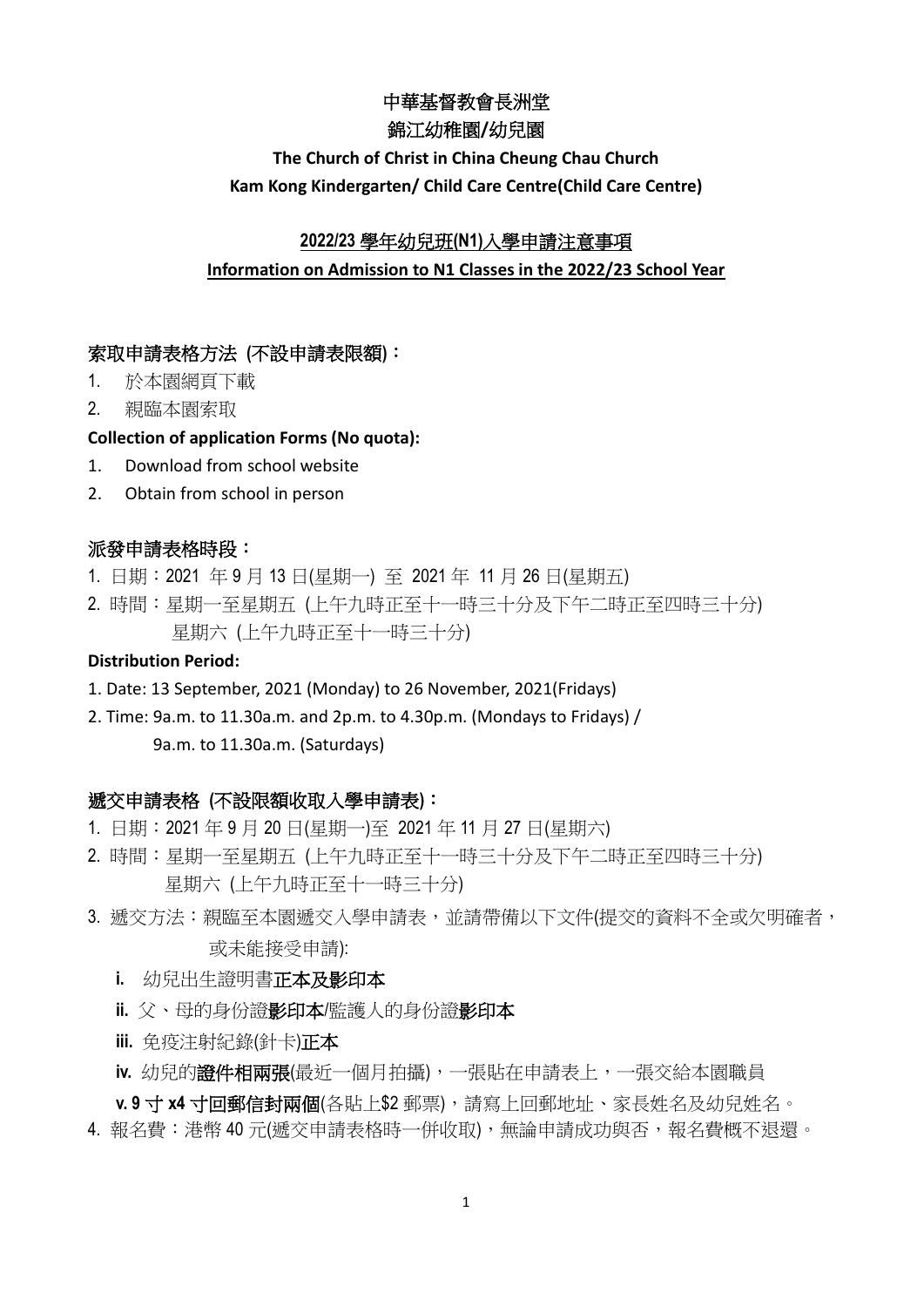# 中華基督教會長洲堂

# 錦江幼稚園/幼兒園

## The Church of Christ in China Cheung Chau Church

## Kam Kong Kindergarten/ Child Care Centre(Child Care Centre)

### 2022/23 學年幼兒班(N1)入學申請注意事項

### Information on Admission to N1 Classes in the 2022/23 School Year

**索取申請表格方法 (不設申請表限額)：**

1. 於本園網頁下載
2. 親臨本園索取

**Collection of application Forms (No quota):**

1. Download from school website
2. Obtain from school in person

**派發申請表格時段：**

1. 日期：2021 年 9 月 13 日(星期一) 至 2021 年 11 月 26 日(星期五)
2. 時間：星期一至星期五 (上午九時正至十一時三十分及下午二時正至四時三十分)
   星期六 (上午九時正至十一時三十分)

**Distribution Period:**

1. Date: 13 September, 2021 (Monday) to 26 November, 2021(Fridays)
2. Time: 9a.m. to 11.30a.m. and 2p.m. to 4.30p.m. (Mondays to Fridays) /
   9a.m. to 11.30a.m. (Saturdays)

**遞交申請表格 (不設限額收取入學申請表)：**

1. 日期：2021 年 9 月 20 日(星期一)至 2021 年 11 月 27 日(星期六)
2. 時間：星期一至星期五 (上午九時正至十一時三十分及下午二時正至四時三十分)
   星期六 (上午九時正至十一時三十分)
3. 遞交方法：親臨至本園遞交入學申請表，並請帶備以下文件(提交的資料不全或欠明確者，或未能接受申請):
   - **i.** 幼兒出生證明書**正本及影印本**
   - **ii.** 父、母的身份證**影印本**/監護人的身份證**影印本**
   - **iii.** 免疫注射紀錄(針卡)**正本**
   - **iv.** 幼兒的**證件相兩張**(最近一個月拍攝)，一張貼在申請表上，一張交給本園職員
   - **v. 9 寸 x4 寸回郵信封兩個**(各貼上$2 郵票)，請寫上回郵地址、家長姓名及幼兒姓名。
4. 報名費：港幣 40 元(遞交申請表格時一併收取)，無論申請成功與否，報名費概不退還。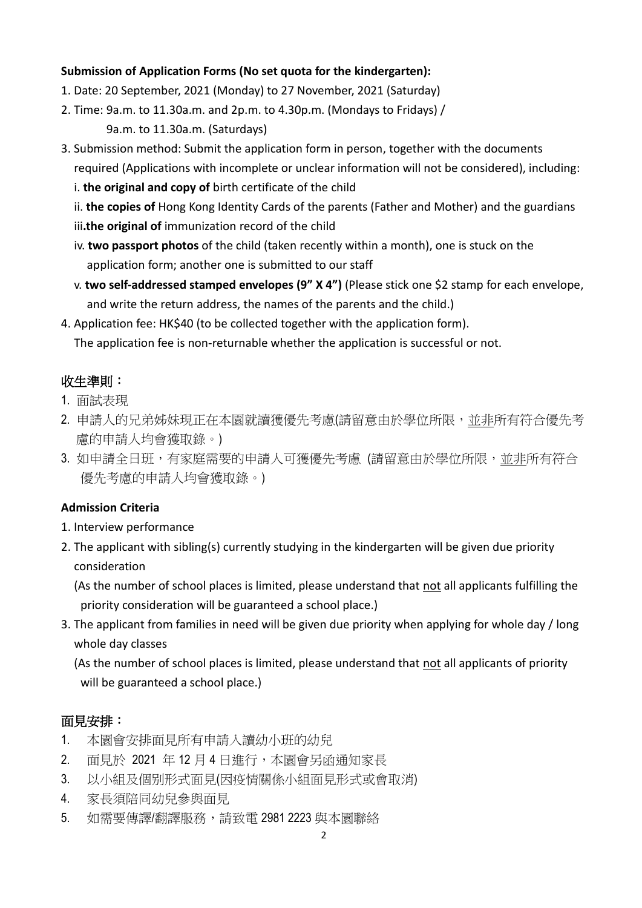**Submission of Application Forms (No set quota for the kindergarten):**

1. Date: 20 September, 2021 (Monday) to 27 November, 2021 (Saturday)
2. Time: 9a.m. to 11.30a.m. and 2p.m. to 4.30p.m. (Mondays to Fridays) /
   9a.m. to 11.30a.m. (Saturdays)
3. Submission method: Submit the application form in person, together with the documents required (Applications with incomplete or unclear information will not be considered), including:
   i. **the original and copy of** birth certificate of the child
   ii. **the copies of** Hong Kong Identity Cards of the parents (Father and Mother) and the guardians
   iii.**the original of** immunization record of the child
   iv. **two passport photos** of the child (taken recently within a month), one is stuck on the application form; another one is submitted to our staff
   v. **two self-addressed stamped envelopes (9" X 4")** (Please stick one $2 stamp for each envelope, and write the return address, the names of the parents and the child.)
4. Application fee: HK$40 (to be collected together with the application form).
   The application fee is non-returnable whether the application is successful or not.

## 收生準則：

1. 面試表現
2. 申請人的兄弟姊妹現正在本園就讀獲優先考慮(請留意由於學位所限，並非所有符合優先考慮的申請人均會獲取錄。)
3. 如申請全日班，有家庭需要的申請人可獲優先考慮 (請留意由於學位所限，並非所有符合優先考慮的申請人均會獲取錄。)

**Admission Criteria**

1. Interview performance
2. The applicant with sibling(s) currently studying in the kindergarten will be given due priority consideration
   (As the number of school places is limited, please understand that not all applicants fulfilling the priority consideration will be guaranteed a school place.)
3. The applicant from families in need will be given due priority when applying for whole day / long whole day classes
   (As the number of school places is limited, please understand that not all applicants of priority will be guaranteed a school place.)

## 面見安排：

1. 本園會安排面見所有申請入讀幼小班的幼兒
2. 面見於 2021 年 12 月 4 日進行，本園會另函通知家長
3. 以小組及個別形式面見(因疫情關係小組面見形式或會取消)
4. 家長須陪同幼兒參與面見
5. 如需要傳譯/翻譯服務，請致電 2981 2223 與本園聯絡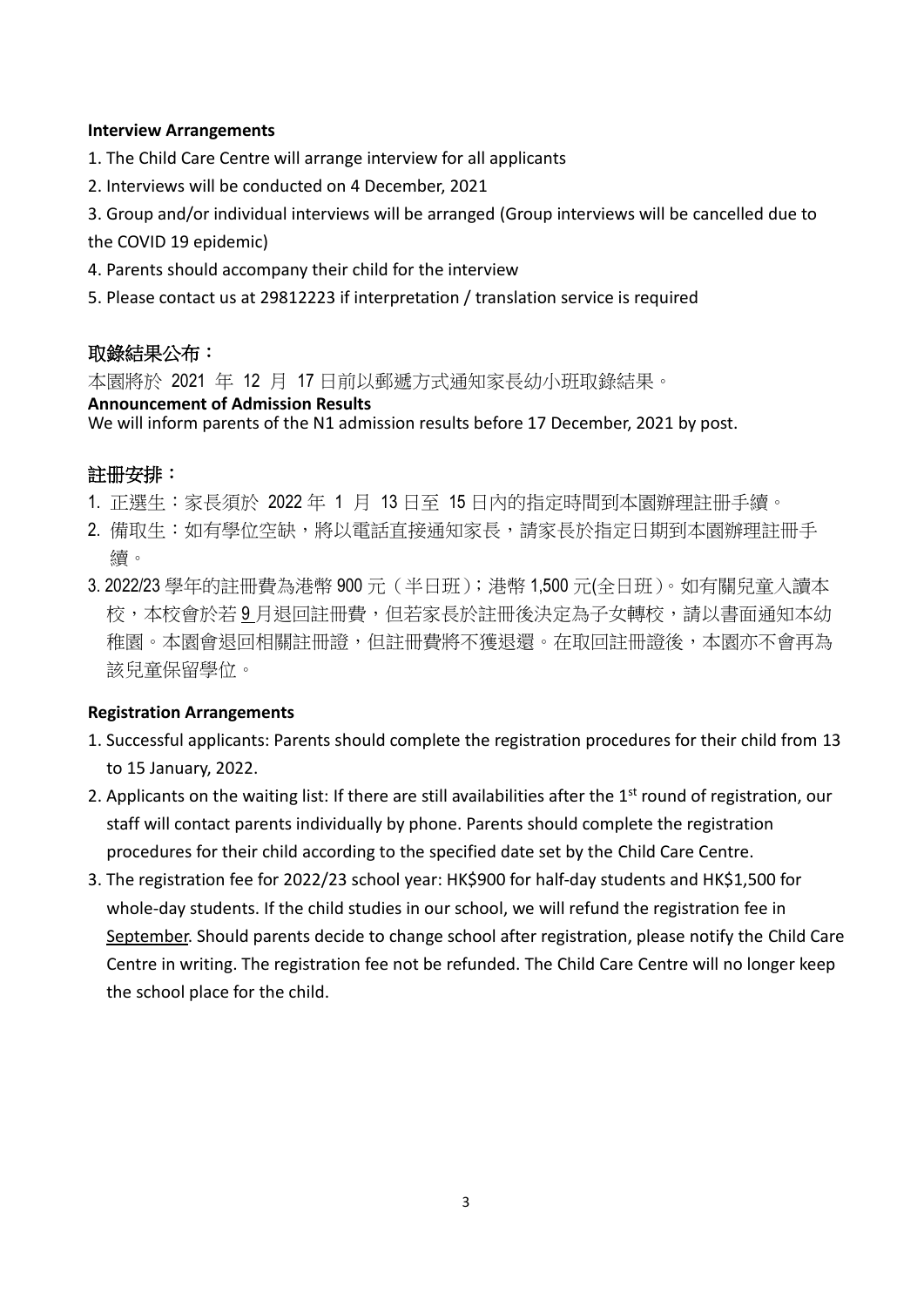**Interview Arrangements**

1. The Child Care Centre will arrange interview for all applicants
2. Interviews will be conducted on 4 December, 2021
3. Group and/or individual interviews will be arranged (Group interviews will be cancelled due to the COVID 19 epidemic)
4. Parents should accompany their child for the interview
5. Please contact us at 29812223 if interpretation / translation service is required

## 取錄結果公布：

本園將於 2021 年 12 月 17 日前以郵遞方式通知家長幼小班取錄結果。

**Announcement of Admission Results**

We will inform parents of the N1 admission results before 17 December, 2021 by post.

## 註冊安排：

1. 正選生：家長須於 2022 年 1 月 13 日至 15 日內的指定時間到本園辦理註冊手續。
2. 備取生：如有學位空缺，將以電話直接通知家長，請家長於指定日期到本園辦理註冊手續。
3. 2022/23 學年的註冊費為港幣 900 元（半日班）；港幣 1,500 元(全日班)。如有關兒童入讀本校，本校會於若 9 月退回註冊費，但若家長於註冊後決定為子女轉校，請以書面通知本幼稚園。本園會退回相關註冊證，但註冊費將不獲退還。在取回註冊證後，本園亦不會再為該兒童保留學位。

**Registration Arrangements**

1. Successful applicants: Parents should complete the registration procedures for their child from 13 to 15 January, 2022.
2. Applicants on the waiting list: If there are still availabilities after the 1st round of registration, our staff will contact parents individually by phone. Parents should complete the registration procedures for their child according to the specified date set by the Child Care Centre.
3. The registration fee for 2022/23 school year: HK$900 for half-day students and HK$1,500 for whole-day students. If the child studies in our school, we will refund the registration fee in September. Should parents decide to change school after registration, please notify the Child Care Centre in writing. The registration fee not be refunded. The Child Care Centre will no longer keep the school place for the child.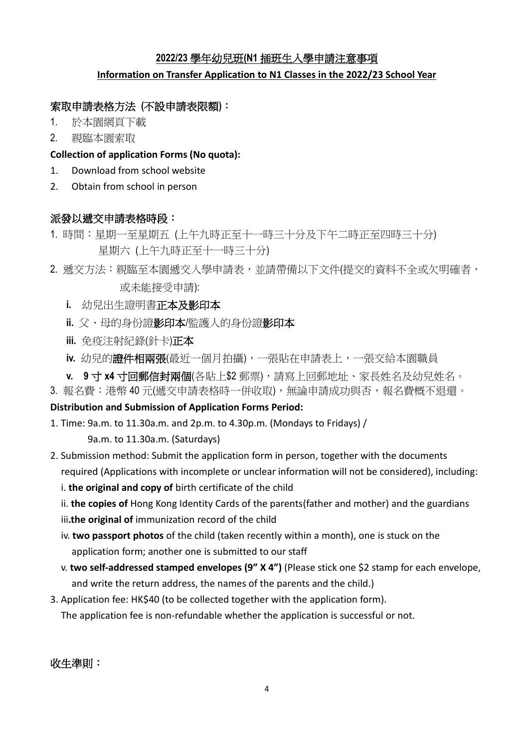## **2022/23 學年幼兒班(N1 插班生入學申請注意事項**

**Information on Transfer Application to N1 Classes in the 2022/23 School Year**

### 索取申請表格方法 (不設申請表限額)：

1. 於本園網頁下載
2. 親臨本園索取

**Collection of application Forms (No quota):**

1. Download from school website
2. Obtain from school in person

### 派發以遞交申請表格時段：

1. 時間：星期一至星期五 (上午九時正至十一時三十分及下午二時正至四時三十分)
   星期六 (上午九時正至十一時三十分)
2. 遞交方法：親臨至本園遞交入學申請表，並請帶備以下文件(提交的資料不全或欠明確者，或未能接受申請):
   - **i.** 幼兒出生證明書**正本及影印本**
   - **ii.** 父、母的身份證**影印本**/監護人的身份證**影印本**
   - **iii.** 免疫注射紀錄(針卡)**正本**
   - **iv.** 幼兒的**證件相兩張**(最近一個月拍攝)，一張貼在申請表上，一張交給本園職員
   - **v. 9 寸 x4 寸回郵信封兩個**(各貼上$2 郵票)，請寫上回郵地址、家長姓名及幼兒姓名。
3. 報名費：港幣 40 元(遞交申請表格時一併收取)，無論申請成功與否，報名費概不退還。

**Distribution and Submission of Application Forms Period:**

1. Time: 9a.m. to 11.30a.m. and 2p.m. to 4.30p.m. (Mondays to Fridays) /
   9a.m. to 11.30a.m. (Saturdays)
2. Submission method: Submit the application form in person, together with the documents required (Applications with incomplete or unclear information will not be considered), including:
   - i. **the original and copy of** birth certificate of the child
   - ii. **the copies of** Hong Kong Identity Cards of the parents(father and mother) and the guardians
   - iii.**the original of** immunization record of the child
   - iv. **two passport photos** of the child (taken recently within a month), one is stuck on the application form; another one is submitted to our staff
   - v. **two self-addressed stamped envelopes (9" X 4")** (Please stick one $2 stamp for each envelope, and write the return address, the names of the parents and the child.)
3. Application fee: HK$40 (to be collected together with the application form).
   The application fee is non-refundable whether the application is successful or not.

### 收生準則：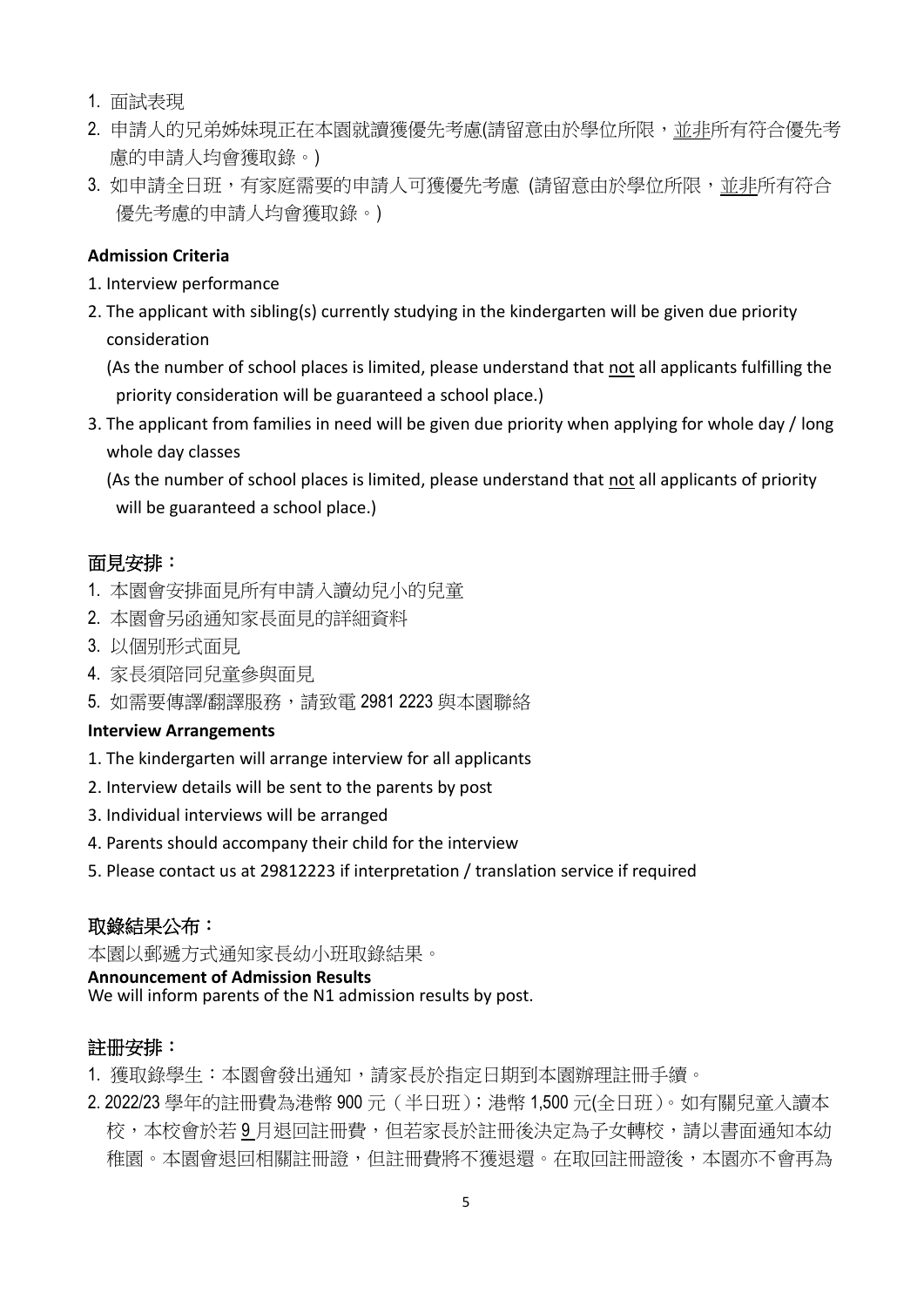1. 面試表現
2. 申請人的兄弟姊妹現正在本園就讀獲優先考慮(請留意由於學位所限，並非所有符合優先考慮的申請人均會獲取錄。)
3. 如申請全日班，有家庭需要的申請人可獲優先考慮 (請留意由於學位所限，並非所有符合優先考慮的申請人均會獲取錄。)

**Admission Criteria**

1. Interview performance
2. The applicant with sibling(s) currently studying in the kindergarten will be given due priority consideration

   (As the number of school places is limited, please understand that not all applicants fulfilling the priority consideration will be guaranteed a school place.)
3. The applicant from families in need will be given due priority when applying for whole day / long whole day classes

   (As the number of school places is limited, please understand that not all applicants of priority will be guaranteed a school place.)

## 面見安排：

1. 本園會安排面見所有申請入讀幼兒小的兒童
2. 本園會另函通知家長面見的詳細資料
3. 以個別形式面見
4. 家長須陪同兒童參與面見
5. 如需要傳譯/翻譯服務，請致電 2981 2223 與本園聯絡

**Interview Arrangements**

1. The kindergarten will arrange interview for all applicants
2. Interview details will be sent to the parents by post
3. Individual interviews will be arranged
4. Parents should accompany their child for the interview
5. Please contact us at 29812223 if interpretation / translation service if required

## 取錄結果公布：

本園以郵遞方式通知家長幼小班取錄結果。

**Announcement of Admission Results**

We will inform parents of the N1 admission results by post.

## 註冊安排：

1. 獲取錄學生：本園會發出通知，請家長於指定日期到本園辦理註冊手續。
2. 2022/23 學年的註冊費為港幣 900 元（半日班）; 港幣 1,500 元(全日班)。如有關兒童入讀本校，本校會於若 9 月退回註冊費，但若家長於註冊後決定為子女轉校，請以書面通知本幼稚園。本園會退回相關註冊證，但註冊費將不獲退還。在取回註冊證後，本園亦不會再為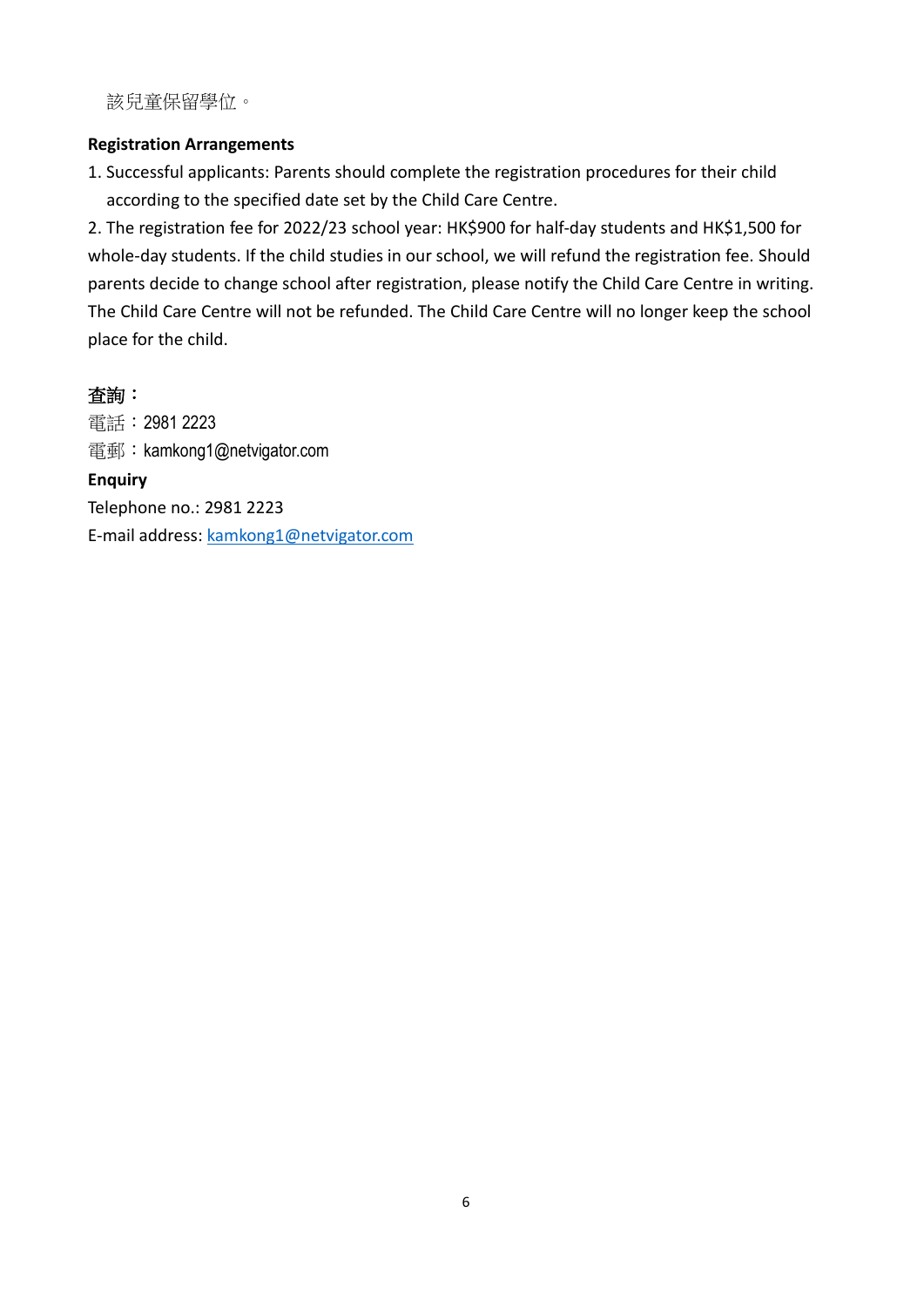該兒童保留學位。

**Registration Arrangements**

1. Successful applicants: Parents should complete the registration procedures for their child according to the specified date set by the Child Care Centre.
2. The registration fee for 2022/23 school year: HK$900 for half-day students and HK$1,500 for whole-day students. If the child studies in our school, we will refund the registration fee. Should parents decide to change school after registration, please notify the Child Care Centre in writing. The Child Care Centre will not be refunded. The Child Care Centre will no longer keep the school place for the child.

**查詢：**

電話：2981 2223

電郵：kamkong1@netvigator.com

**Enquiry**

Telephone no.: 2981 2223

E-mail address: kamkong1@netvigator.com